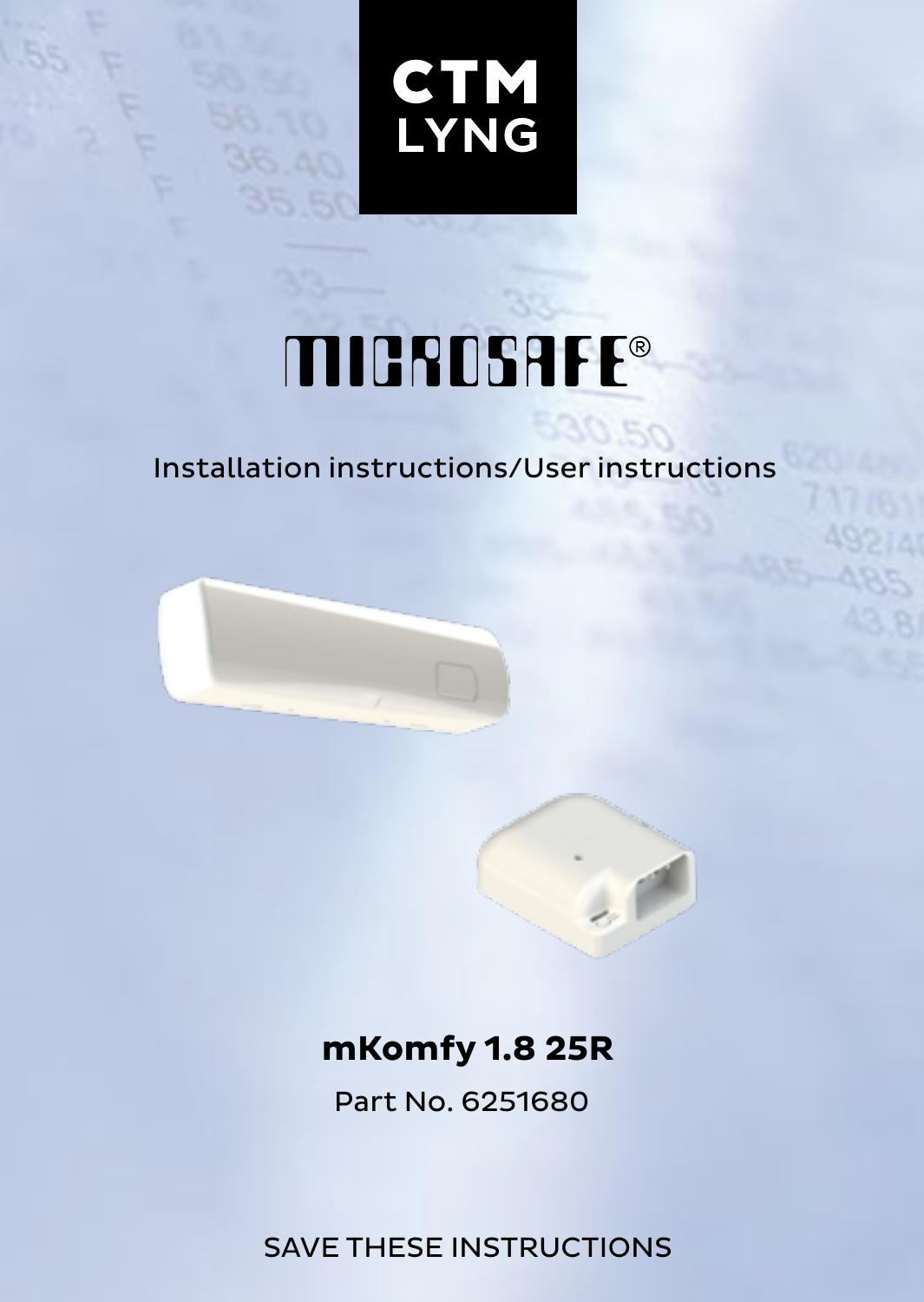CTM
LYNG

# MICROSAFE®

Installation instructions/User instructions

## mKomfy 1.8 25R

Part No. 6251680

SAVE THESE INSTRUCTIONS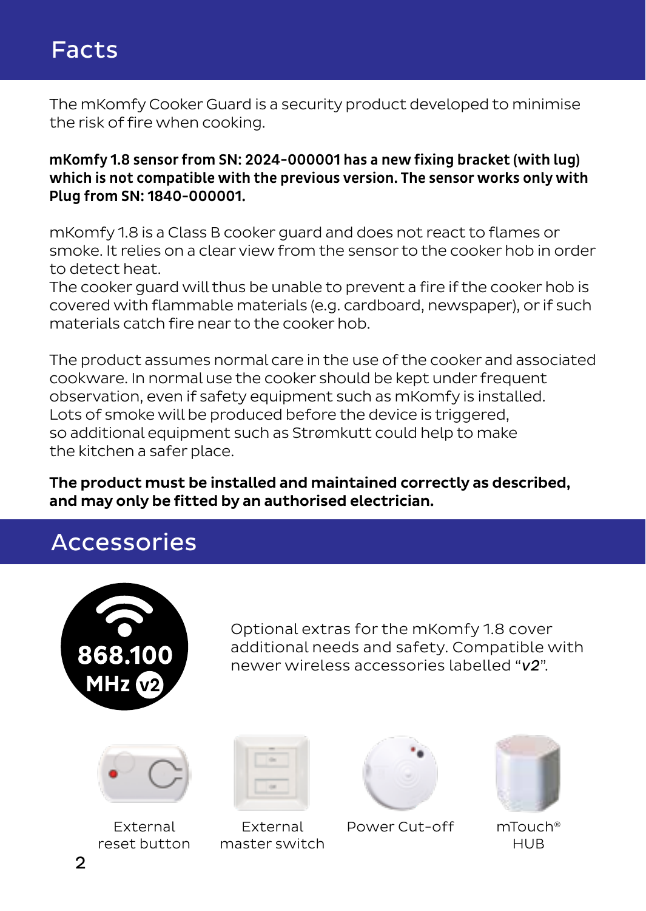# Facts

The mKomfy Cooker Guard is a security product developed to minimise the risk of fire when cooking.

**mKomfy 1.8 sensor from SN: 2024-000001 has a new fixing bracket (with lug) which is not compatible with the previous version. The sensor works only with Plug from SN: 1840-000001.**

mKomfy 1.8 is a Class B cooker guard and does not react to flames or smoke. It relies on a clear view from the sensor to the cooker hob in order to detect heat.
The cooker guard will thus be unable to prevent a fire if the cooker hob is covered with flammable materials (e.g. cardboard, newspaper), or if such materials catch fire near to the cooker hob.

The product assumes normal care in the use of the cooker and associated cookware. In normal use the cooker should be kept under frequent observation, even if safety equipment such as mKomfy is installed. Lots of smoke will be produced before the device is triggered, so additional equipment such as Strømkutt could help to make the kitchen a safer place.

**The product must be installed and maintained correctly as described, and may only be fitted by an authorised electrician.**

# Accessories

868.100 MHz v2

Optional extras for the mKomfy 1.8 cover additional needs and safety. Compatible with newer wireless accessories labelled "*v2*".

External reset button

External master switch

Power Cut-off

mTouch® HUB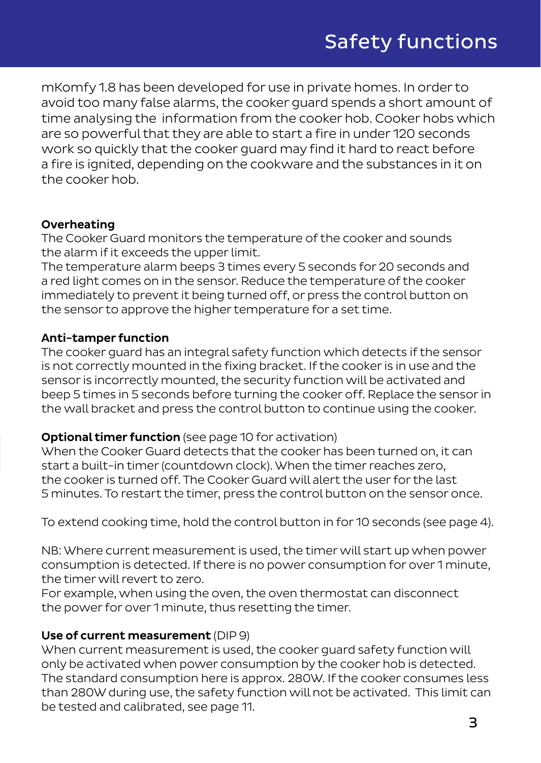# Safety functions

mKomfy 1.8 has been developed for use in private homes. In order to avoid too many false alarms, the cooker guard spends a short amount of time analysing the information from the cooker hob. Cooker hobs which are so powerful that they are able to start a fire in under 120 seconds work so quickly that the cooker guard may find it hard to react before a fire is ignited, depending on the cookware and the substances in it on the cooker hob.

**Overheating**
The Cooker Guard monitors the temperature of the cooker and sounds the alarm if it exceeds the upper limit.
The temperature alarm beeps 3 times every 5 seconds for 20 seconds and a red light comes on in the sensor. Reduce the temperature of the cooker immediately to prevent it being turned off, or press the control button on the sensor to approve the higher temperature for a set time.

**Anti-tamper function**
The cooker guard has an integral safety function which detects if the sensor is not correctly mounted in the fixing bracket. If the cooker is in use and the sensor is incorrectly mounted, the security function will be activated and beep 5 times in 5 seconds before turning the cooker off. Replace the sensor in the wall bracket and press the control button to continue using the cooker.

**Optional timer function** (see page 10 for activation)
When the Cooker Guard detects that the cooker has been turned on, it can start a built-in timer (countdown clock). When the timer reaches zero, the cooker is turned off. The Cooker Guard will alert the user for the last 5 minutes. To restart the timer, press the control button on the sensor once.

To extend cooking time, hold the control button in for 10 seconds (see page 4).

NB: Where current measurement is used, the timer will start up when power consumption is detected. If there is no power consumption for over 1 minute, the timer will revert to zero.
For example, when using the oven, the oven thermostat can disconnect the power for over 1 minute, thus resetting the timer.

**Use of current measurement** (DIP 9)
When current measurement is used, the cooker guard safety function will only be activated when power consumption by the cooker hob is detected. The standard consumption here is approx. 280W. If the cooker consumes less than 280W during use, the safety function will not be activated. This limit can be tested and calibrated, see page 11.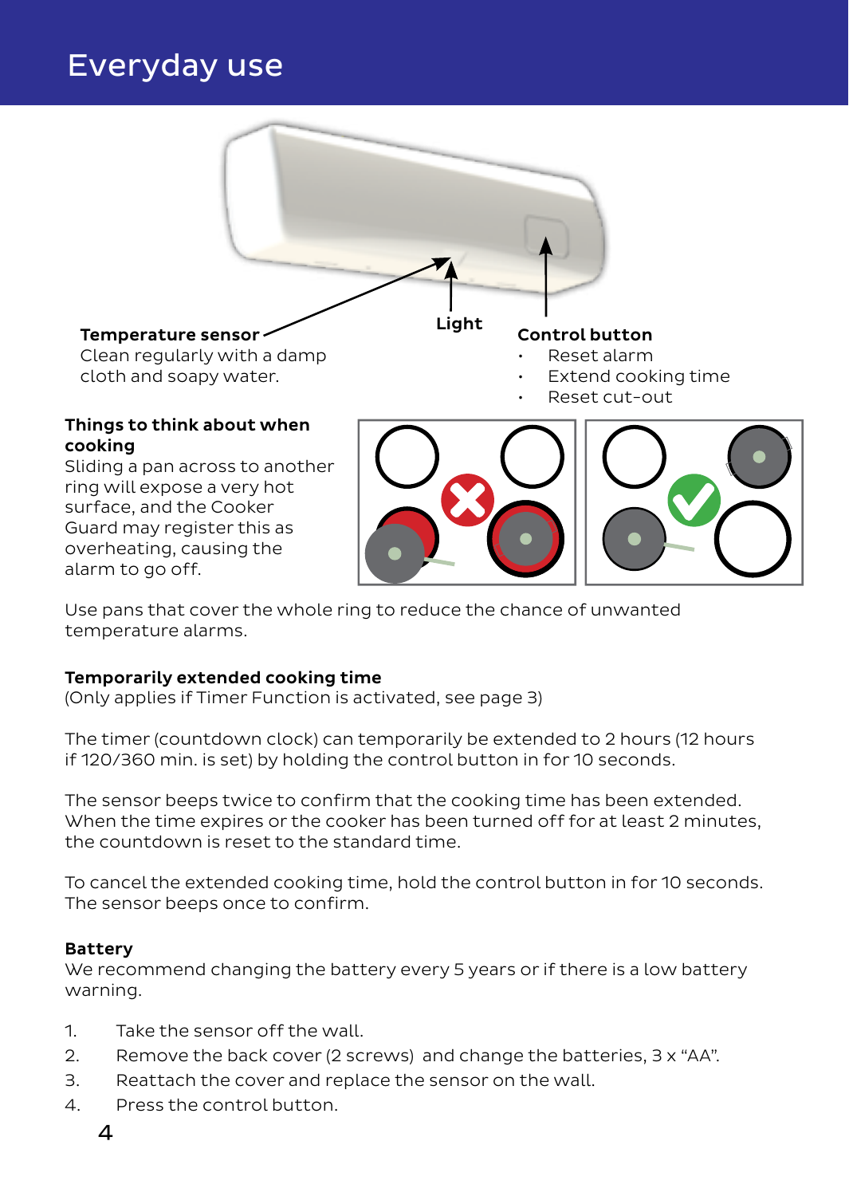# Everyday use

**Temperature sensor**
Clean regularly with a damp cloth and soapy water.

**Light**

**Control button**
- Reset alarm
- Extend cooking time
- Reset cut-out

**Things to think about when cooking**
Sliding a pan across to another ring will expose a very hot surface, and the Cooker Guard may register this as overheating, causing the alarm to go off.

Use pans that cover the whole ring to reduce the chance of unwanted temperature alarms.

**Temporarily extended cooking time**
(Only applies if Timer Function is activated, see page 3)

The timer (countdown clock) can temporarily be extended to 2 hours (12 hours if 120/360 min. is set) by holding the control button in for 10 seconds.

The sensor beeps twice to confirm that the cooking time has been extended. When the time expires or the cooker has been turned off for at least 2 minutes, the countdown is reset to the standard time.

To cancel the extended cooking time, hold the control button in for 10 seconds. The sensor beeps once to confirm.

**Battery**
We recommend changing the battery every 5 years or if there is a low battery warning.

1. Take the sensor off the wall.
2. Remove the back cover (2 screws) and change the batteries, 3 x "AA".
3. Reattach the cover and replace the sensor on the wall.
4. Press the control button.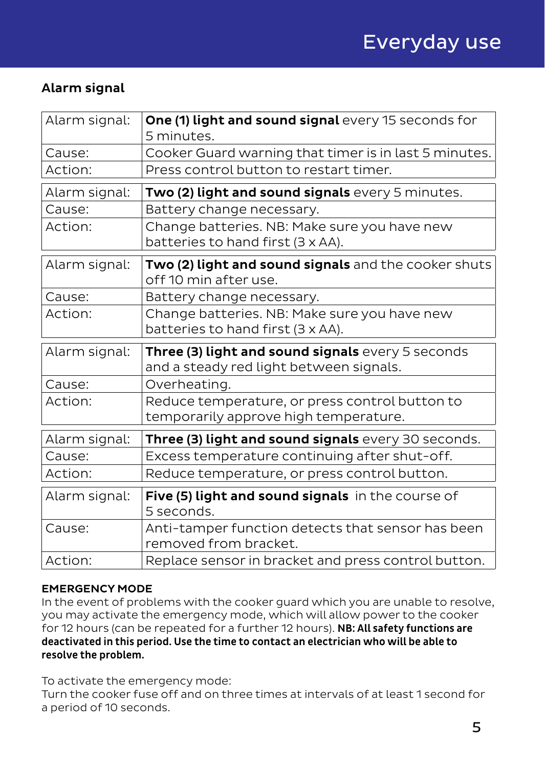## Alarm signal

| | |
|---|---|
| Alarm signal: | **One (1) light and sound signal** every 15 seconds for 5 minutes. |
| Cause: | Cooker Guard warning that timer is in last 5 minutes. |
| Action: | Press control button to restart timer. |

| | |
|---|---|
| Alarm signal: | **Two (2) light and sound signals** every 5 minutes. |
| Cause: | Battery change necessary. |
| Action: | Change batteries. NB: Make sure you have new batteries to hand first (3 x AA). |

| | |
|---|---|
| Alarm signal: | **Two (2) light and sound signals** and the cooker shuts off 10 min after use. |
| Cause: | Battery change necessary. |
| Action: | Change batteries. NB: Make sure you have new batteries to hand first (3 x AA). |

| | |
|---|---|
| Alarm signal: | **Three (3) light and sound signals** every 5 seconds and a steady red light between signals. |
| Cause: | Overheating. |
| Action: | Reduce temperature, or press control button to temporarily approve high temperature. |

| | |
|---|---|
| Alarm signal: | **Three (3) light and sound signals** every 30 seconds. |
| Cause: | Excess temperature continuing after shut-off. |
| Action: | Reduce temperature, or press control button. |

| | |
|---|---|
| Alarm signal: | **Five (5) light and sound signals** in the course of 5 seconds. |
| Cause: | Anti-tamper function detects that sensor has been removed from bracket. |
| Action: | Replace sensor in bracket and press control button. |

**EMERGENCY MODE**

In the event of problems with the cooker guard which you are unable to resolve, you may activate the emergency mode, which will allow power to the cooker for 12 hours (can be repeated for a further 12 hours). **NB: All safety functions are deactivated in this period. Use the time to contact an electrician who will be able to resolve the problem.**

To activate the emergency mode:
Turn the cooker fuse off and on three times at intervals of at least 1 second for a period of 10 seconds.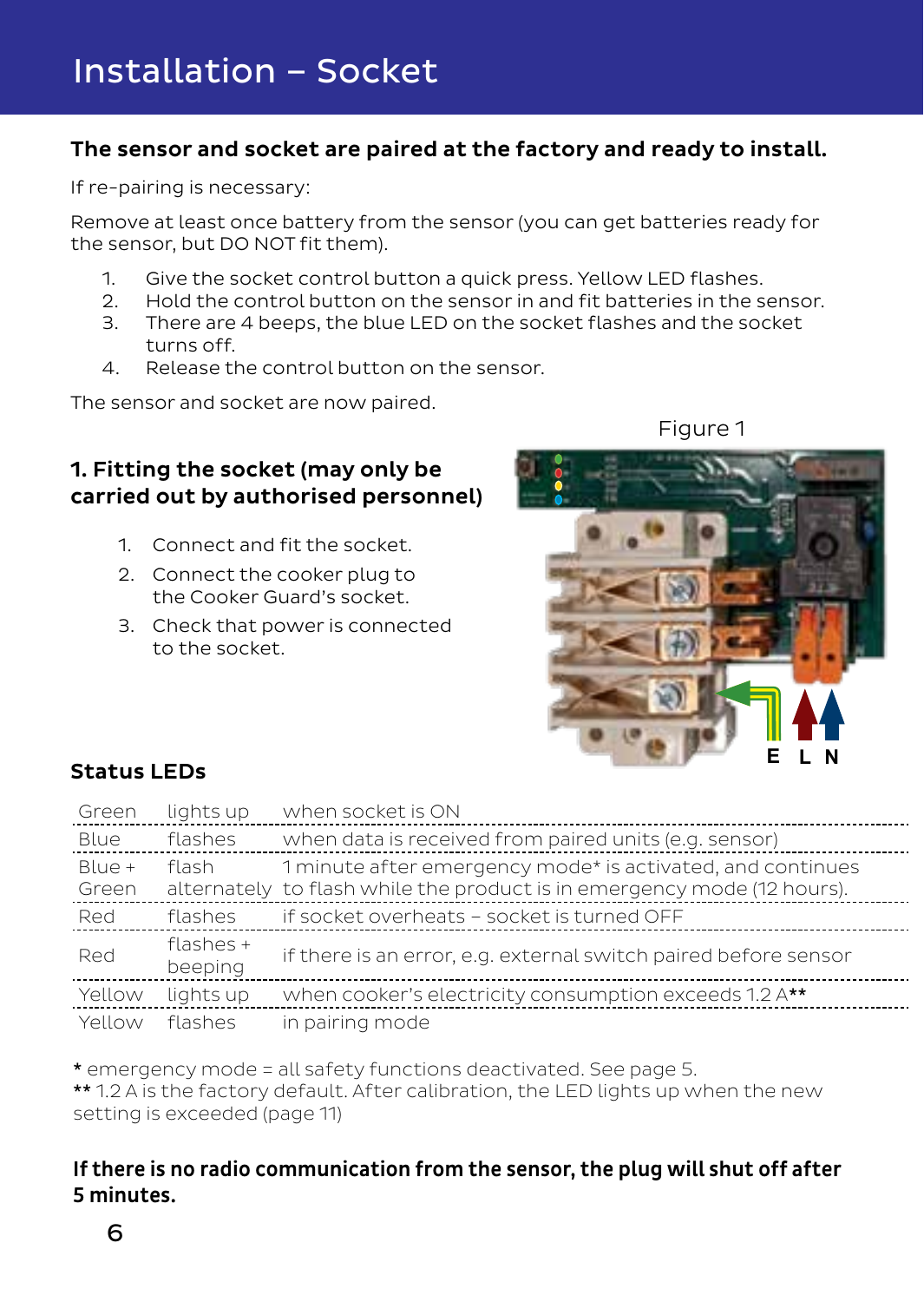# Installation – Socket

**The sensor and socket are paired at the factory and ready to install.**

If re-pairing is necessary:

Remove at least once battery from the sensor (you can get batteries ready for the sensor, but DO NOT fit them).

1. Give the socket control button a quick press. Yellow LED flashes.
2. Hold the control button on the sensor in and fit batteries in the sensor.
3. There are 4 beeps, the blue LED on the socket flashes and the socket turns off.
4. Release the control button on the sensor.

The sensor and socket are now paired.

Figure 1

E L N

### 1. Fitting the socket (may only be carried out by authorised personnel)

1. Connect and fit the socket.
2. Connect the cooker plug to the Cooker Guard's socket.
3. Check that power is connected to the socket.

### Status LEDs

| | | |
|---|---|---|
| Green | lights up | when socket is ON |
| Blue | flashes | when data is received from paired units (e.g. sensor) |
| Blue + Green | flash alternately | 1 minute after emergency mode* is activated, and continues to flash while the product is in emergency mode (12 hours). |
| Red | flashes | if socket overheats – socket is turned OFF |
| Red | flashes + beeping | if there is an error, e.g. external switch paired before sensor |
| Yellow | lights up | when cooker's electricity consumption exceeds 1.2 A** |
| Yellow | flashes | in pairing mode |

* emergency mode = all safety functions deactivated. See page 5.
** 1.2 A is the factory default. After calibration, the LED lights up when the new setting is exceeded (page 11)

**If there is no radio communication from the sensor, the plug will shut off after 5 minutes.**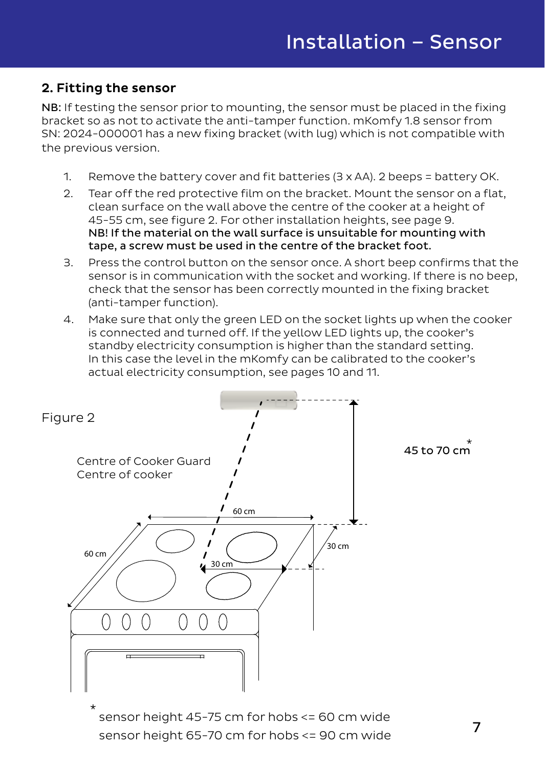## 2. Fitting the sensor

**NB:** If testing the sensor prior to mounting, the sensor must be placed in the fixing bracket so as not to activate the anti-tamper function. mKomfy 1.8 sensor from SN: 2024-000001 has a new fixing bracket (with lug) which is not compatible with the previous version.

1. Remove the battery cover and fit batteries (3 x AA). 2 beeps = battery OK.
2. Tear off the red protective film on the bracket. Mount the sensor on a flat, clean surface on the wall above the centre of the cooker at a height of 45-55 cm, see figure 2. For other installation heights, see page 9.
   **NB! If the material on the wall surface is unsuitable for mounting with tape, a screw must be used in the centre of the bracket foot.**
3. Press the control button on the sensor once. A short beep confirms that the sensor is in communication with the socket and working. If there is no beep, check that the sensor has been correctly mounted in the fixing bracket (anti-tamper function).
4. Make sure that only the green LED on the socket lights up when the cooker is connected and turned off. If the yellow LED lights up, the cooker's standby electricity consumption is higher than the standard setting. In this case the level in the mKomfy can be calibrated to the cooker's actual electricity consumption, see pages 10 and 11.

Figure 2

Centre of Cooker Guard
Centre of cooker

45 to 70 cm*

60 cm

60 cm

30 cm

30 cm

* sensor height 45-75 cm for hobs <= 60 cm wide
sensor height 65-70 cm for hobs <= 90 cm wide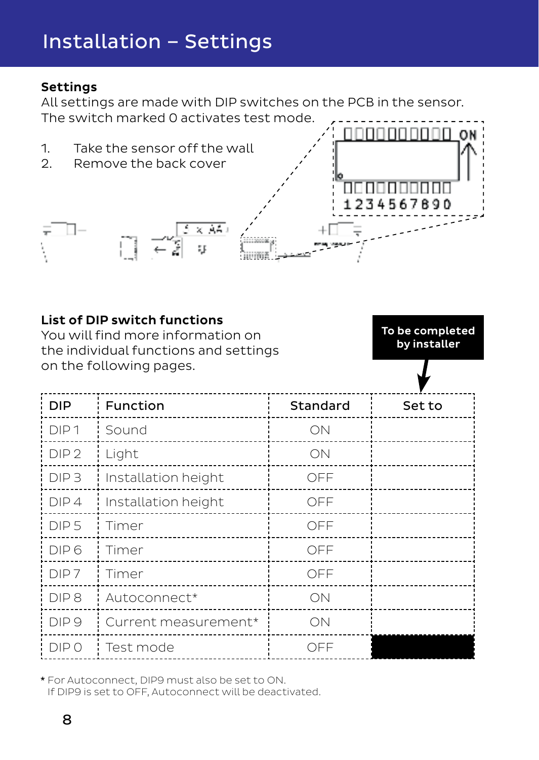# Installation – Settings

**Settings**

All settings are made with DIP switches on the PCB in the sensor. The switch marked 0 activates test mode.

1. Take the sensor off the wall
2. Remove the back cover

**List of DIP switch functions**

You will find more information on the individual functions and settings on the following pages.

**To be completed by installer**

| DIP | Function | Standard | Set to |
|---|---|---|---|
| DIP 1 | Sound | ON | |
| DIP 2 | Light | ON | |
| DIP 3 | Installation height | OFF | |
| DIP 4 | Installation height | OFF | |
| DIP 5 | Timer | OFF | |
| DIP 6 | Timer | OFF | |
| DIP 7 | Timer | OFF | |
| DIP 8 | Autoconnect* | ON | |
| DIP 9 | Current measurement* | ON | |
| DIP 0 | Test mode | OFF | |

* For Autoconnect, DIP9 must also be set to ON.
  If DIP9 is set to OFF, Autoconnect will be deactivated.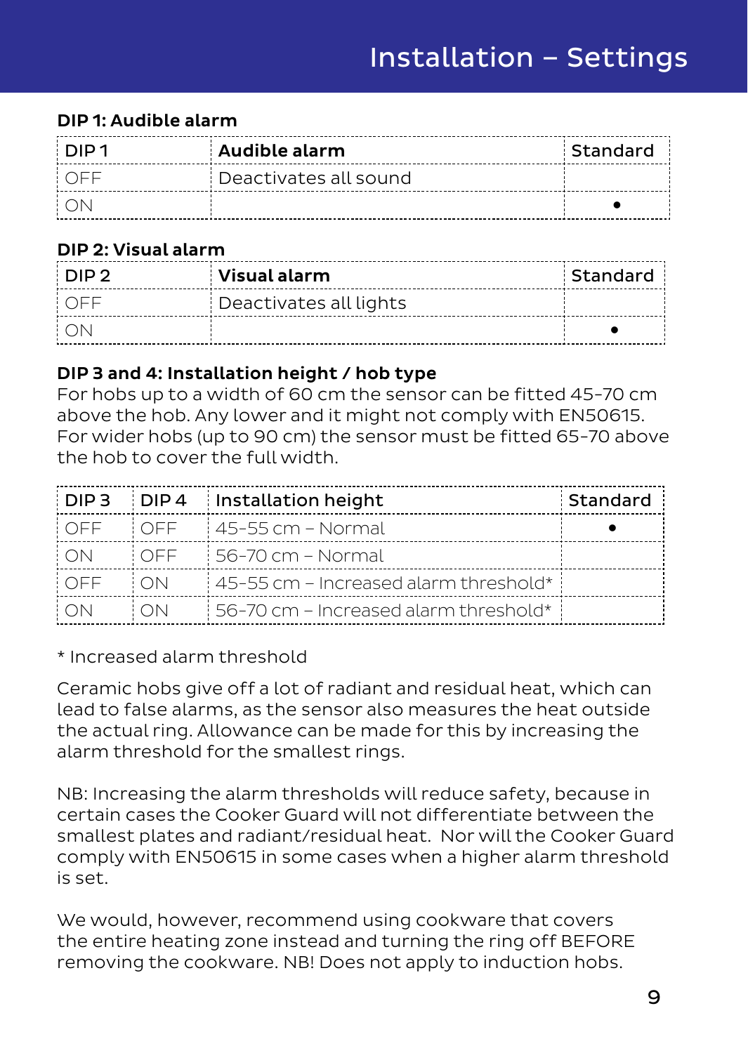# Installation – Settings

### DIP 1: Audible alarm

| DIP 1 | Audible alarm | Standard |
|---|---|---|
| OFF | Deactivates all sound | |
| ON | | • |

### DIP 2: Visual alarm

| DIP 2 | Visual alarm | Standard |
|---|---|---|
| OFF | Deactivates all lights | |
| ON | | • |

### DIP 3 and 4: Installation height / hob type

For hobs up to a width of 60 cm the sensor can be fitted 45-70 cm above the hob. Any lower and it might not comply with EN50615. For wider hobs (up to 90 cm) the sensor must be fitted 65-70 above the hob to cover the full width.

| DIP 3 | DIP 4 | Installation height | Standard |
|---|---|---|---|
| OFF | OFF | 45-55 cm – Normal | • |
| ON | OFF | 56-70 cm – Normal | |
| OFF | ON | 45-55 cm – Increased alarm threshold* | |
| ON | ON | 56-70 cm – Increased alarm threshold* | |

* Increased alarm threshold

Ceramic hobs give off a lot of radiant and residual heat, which can lead to false alarms, as the sensor also measures the heat outside the actual ring. Allowance can be made for this by increasing the alarm threshold for the smallest rings.

NB: Increasing the alarm thresholds will reduce safety, because in certain cases the Cooker Guard will not differentiate between the smallest plates and radiant/residual heat. Nor will the Cooker Guard comply with EN50615 in some cases when a higher alarm threshold is set.

We would, however, recommend using cookware that covers the entire heating zone instead and turning the ring off BEFORE removing the cookware. NB! Does not apply to induction hobs.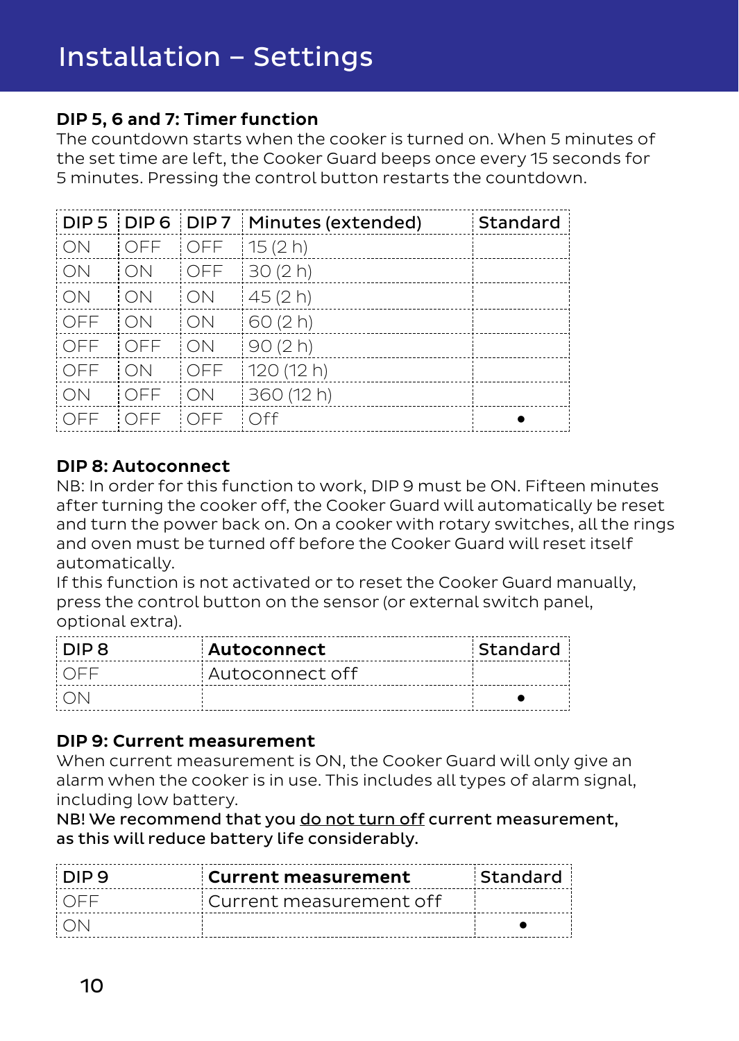# Installation – Settings

### DIP 5, 6 and 7: Timer function

The countdown starts when the cooker is turned on. When 5 minutes of the set time are left, the Cooker Guard beeps once every 15 seconds for 5 minutes. Pressing the control button restarts the countdown.

| DIP 5 | DIP 6 | DIP 7 | Minutes (extended) | Standard |
|---|---|---|---|---|
| ON | OFF | OFF | 15 (2 h) | |
| ON | ON | OFF | 30 (2 h) | |
| ON | ON | ON | 45 (2 h) | |
| OFF | ON | ON | 60 (2 h) | |
| OFF | OFF | ON | 90 (2 h) | |
| OFF | ON | OFF | 120 (12 h) | |
| ON | OFF | ON | 360 (12 h) | |
| OFF | OFF | OFF | Off | • |

### DIP 8: Autoconnect

NB: In order for this function to work, DIP 9 must be ON. Fifteen minutes after turning the cooker off, the Cooker Guard will automatically be reset and turn the power back on. On a cooker with rotary switches, all the rings and oven must be turned off before the Cooker Guard will reset itself automatically.
If this function is not activated or to reset the Cooker Guard manually, press the control button on the sensor (or external switch panel, optional extra).

| DIP 8 | **Autoconnect** | Standard |
|---|---|---|
| OFF | Autoconnect off | |
| ON | | • |

### DIP 9: Current measurement

When current measurement is ON, the Cooker Guard will only give an alarm when the cooker is in use. This includes all types of alarm signal, including low battery.
**NB! We recommend that you do not turn off current measurement, as this will reduce battery life considerably.**

| DIP 9 | **Current measurement** | Standard |
|---|---|---|
| OFF | Current measurement off | |
| ON | | • |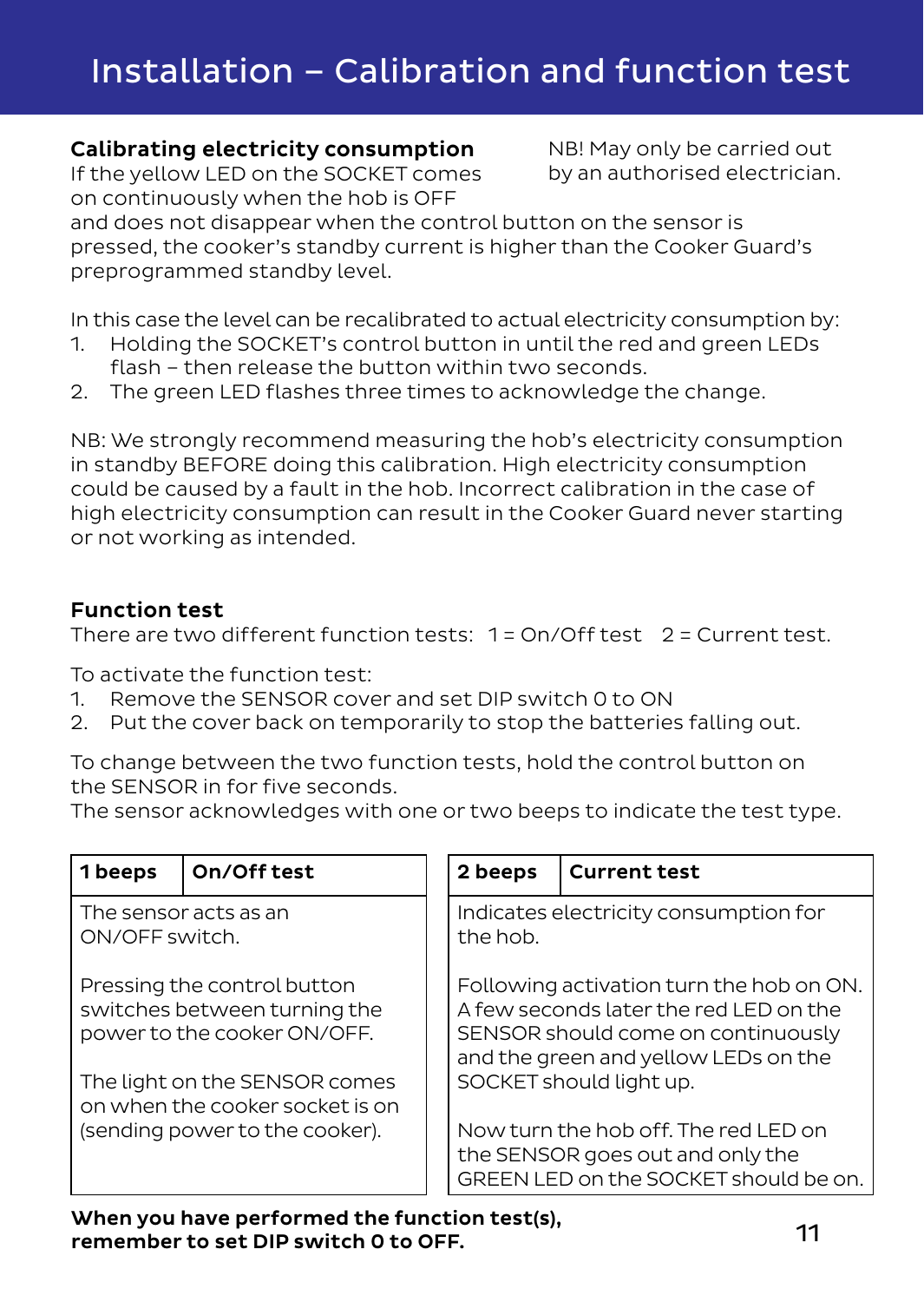# Installation – Calibration and function test

**Calibrating electricity consumption**

NB! May only be carried out by an authorised electrician.

If the yellow LED on the SOCKET comes on continuously when the hob is OFF and does not disappear when the control button on the sensor is pressed, the cooker's standby current is higher than the Cooker Guard's preprogrammed standby level.

In this case the level can be recalibrated to actual electricity consumption by:

1. Holding the SOCKET's control button in until the red and green LEDs flash – then release the button within two seconds.
2. The green LED flashes three times to acknowledge the change.

NB: We strongly recommend measuring the hob's electricity consumption in standby BEFORE doing this calibration. High electricity consumption could be caused by a fault in the hob. Incorrect calibration in the case of high electricity consumption can result in the Cooker Guard never starting or not working as intended.

**Function test**

There are two different function tests: 1 = On/Off test 2 = Current test.

To activate the function test:

1. Remove the SENSOR cover and set DIP switch 0 to ON
2. Put the cover back on temporarily to stop the batteries falling out.

To change between the two function tests, hold the control button on the SENSOR in for five seconds.
The sensor acknowledges with one or two beeps to indicate the test type.

| 1 beeps | On/Off test |
|---|---|
| The sensor acts as an ON/OFF switch.<br><br>Pressing the control button switches between turning the power to the cooker ON/OFF.<br><br>The light on the SENSOR comes on when the cooker socket is on (sending power to the cooker). | |

| 2 beeps | Current test |
|---|---|
| Indicates electricity consumption for the hob.<br><br>Following activation turn the hob on ON. A few seconds later the red LED on the SENSOR should come on continuously and the green and yellow LEDs on the SOCKET should light up.<br><br>Now turn the hob off. The red LED on the SENSOR goes out and only the GREEN LED on the SOCKET should be on. | |

**When you have performed the function test(s), remember to set DIP switch 0 to OFF.**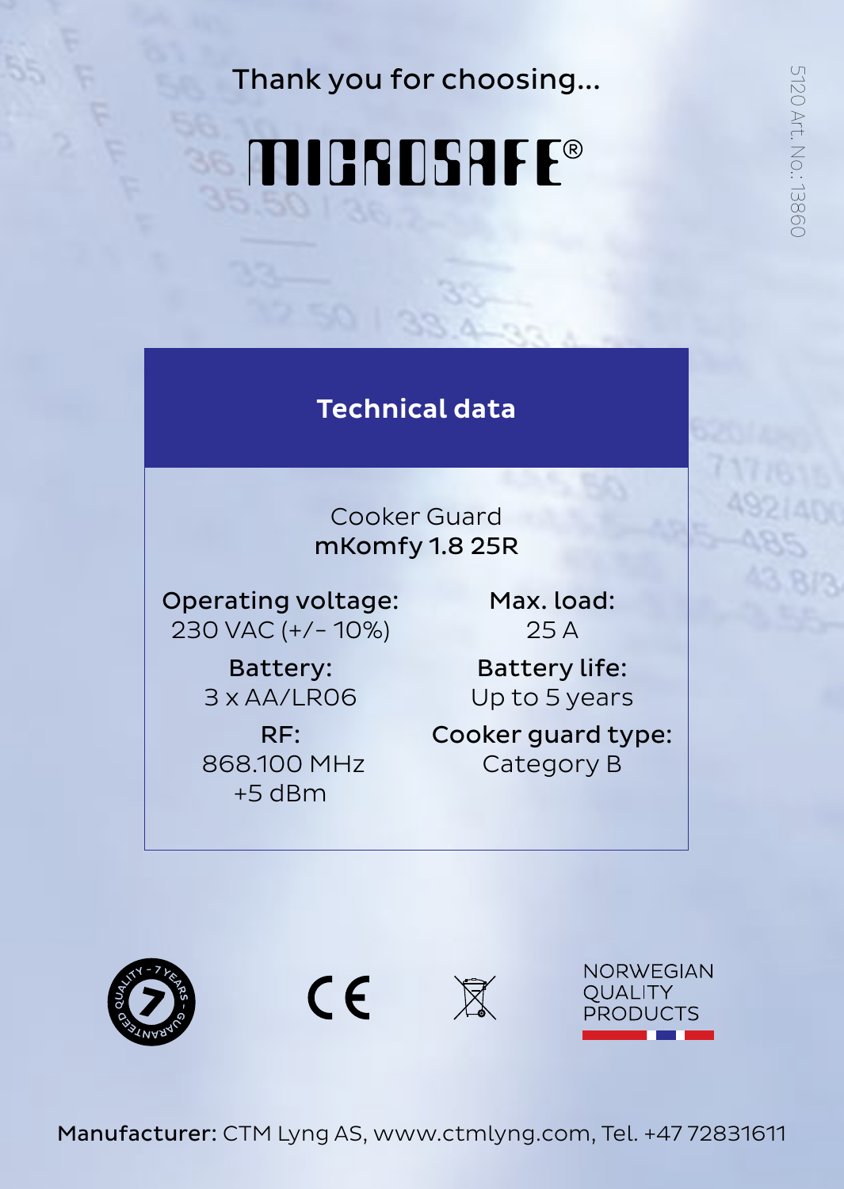Thank you for choosing...

MICROSAFE®

5120 Art. No.: 13860

## Technical data

Cooker Guard
**mKomfy 1.8 25R**

**Operating voltage:**
230 VAC (+/- 10%)

**Max. load:**
25 A

**Battery:**
3 x AA/LR06

**Battery life:**
Up to 5 years

**RF:**
868.100 MHz
+5 dBm

**Cooker guard type:**
Category B

QUALITY - 7 YEARS - GUARANTEED

NORWEGIAN QUALITY PRODUCTS

**Manufacturer:** CTM Lyng AS, www.ctmlyng.com, Tel. +47 72831611